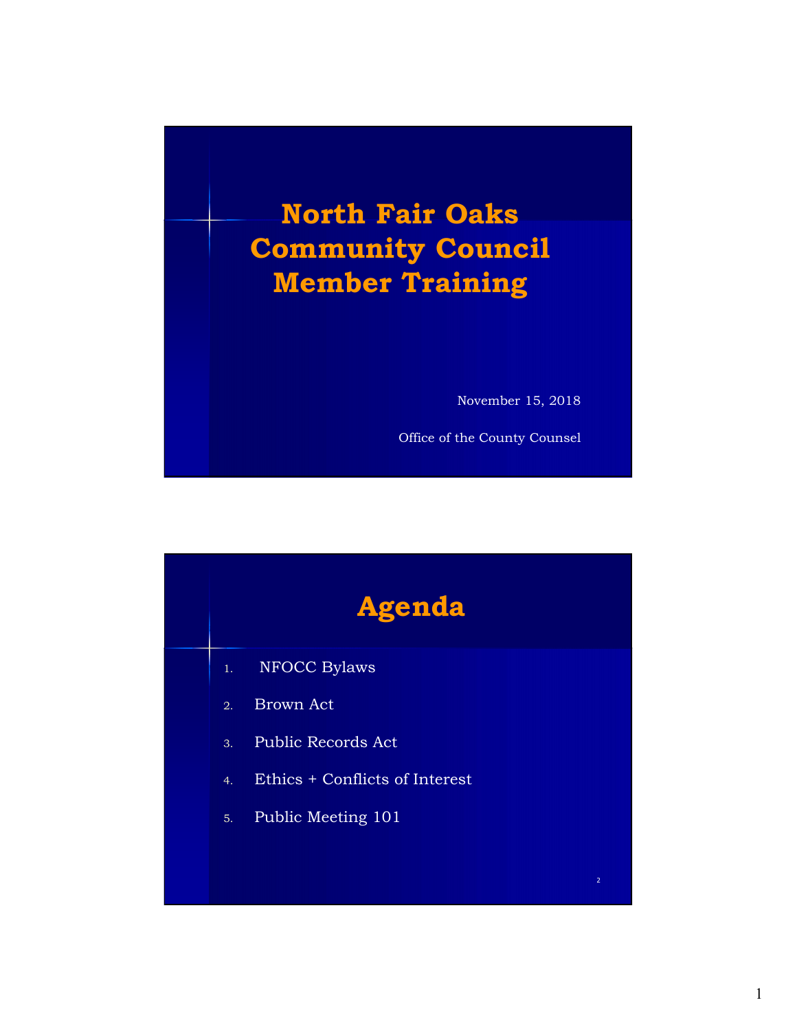# North Fair Oaks Community Council Member Training

November 15, 2018

Office of the County Counsel

## Agenda

1. NFOCC Bylaws
2. Brown Act
3. Public Records Act
4. Ethics + Conflicts of Interest
5. Public Meeting 101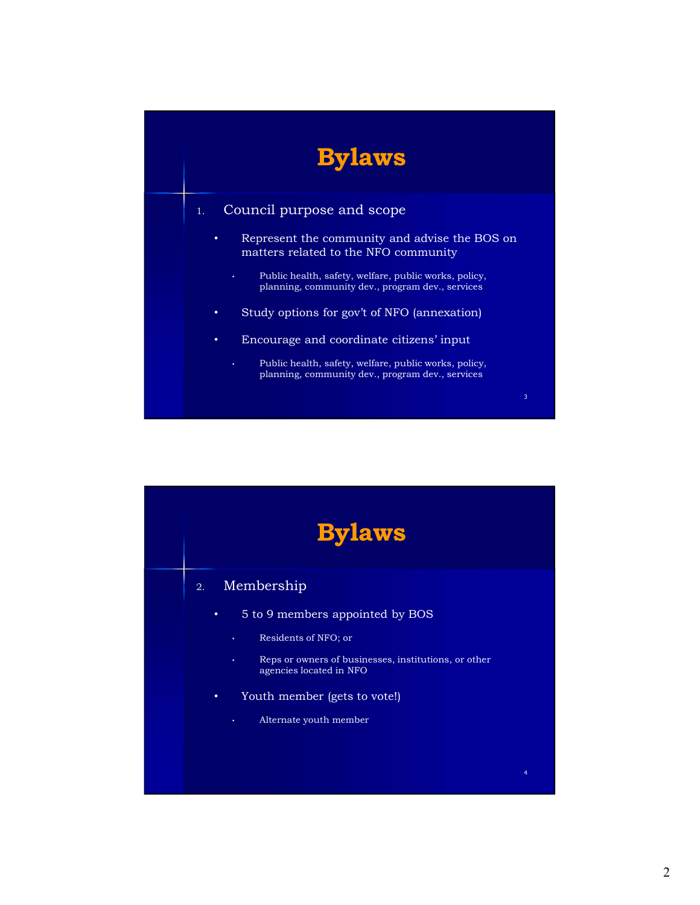# Bylaws

1. Council purpose and scope
   - Represent the community and advise the BOS on matters related to the NFO community
     - Public health, safety, welfare, public works, policy, planning, community dev., program dev., services
   - Study options for gov't of NFO (annexation)
   - Encourage and coordinate citizens' input
     - Public health, safety, welfare, public works, policy, planning, community dev., program dev., services

# Bylaws

2. Membership
   - 5 to 9 members appointed by BOS
     - Residents of NFO; or
     - Reps or owners of businesses, institutions, or other agencies located in NFO
   - Youth member (gets to vote!)
     - Alternate youth member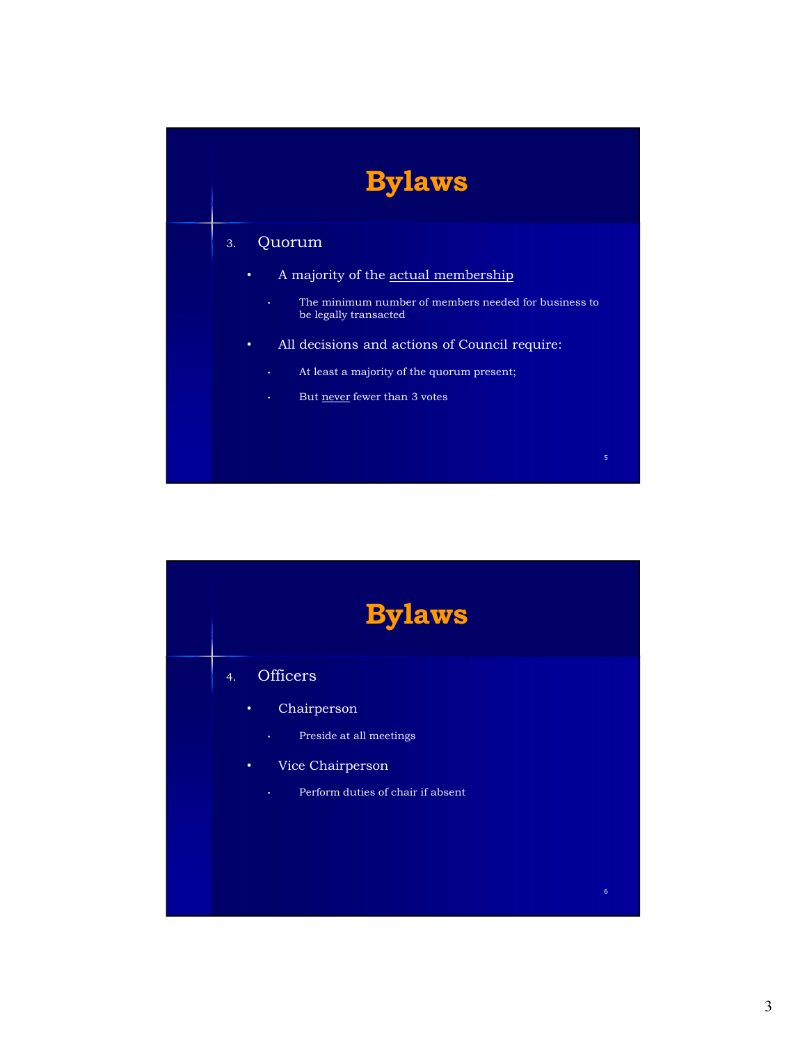# Bylaws

3. Quorum

   - A majority of the <u>actual membership</u>
     - The minimum number of members needed for business to be legally transacted
   - All decisions and actions of Council require:
     - At least a majority of the quorum present;
     - But <u>never</u> fewer than 3 votes

# Bylaws

4. Officers

   - Chairperson
     - Preside at all meetings
   - Vice Chairperson
     - Perform duties of chair if absent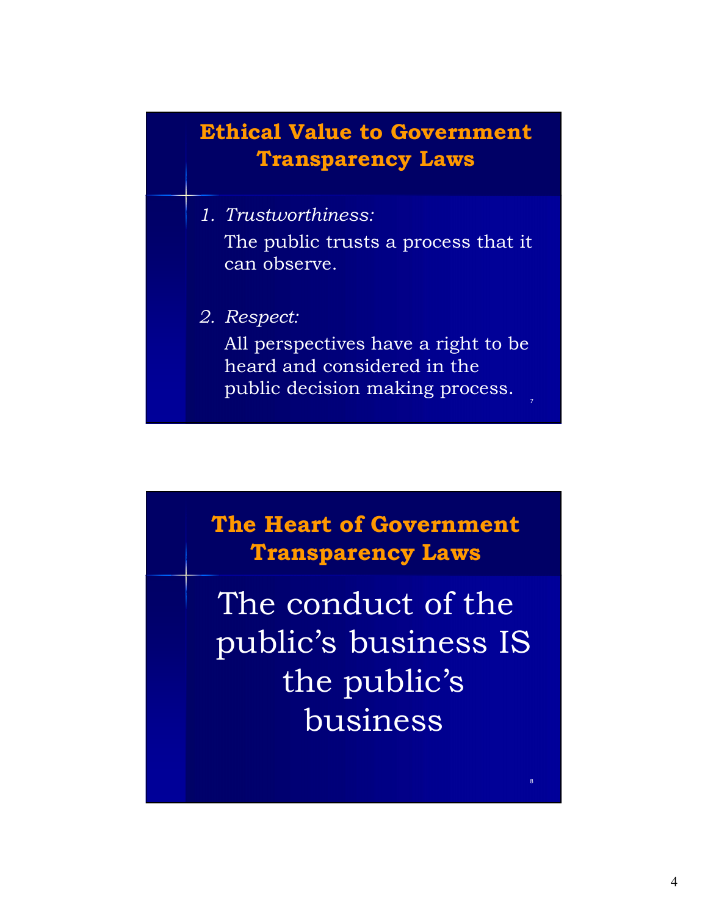## Ethical Value to Government Transparency Laws

1. *Trustworthiness:*

   The public trusts a process that it can observe.

2. *Respect:*

   All perspectives have a right to be heard and considered in the public decision making process.

## The Heart of Government Transparency Laws

The conduct of the public's business IS the public's business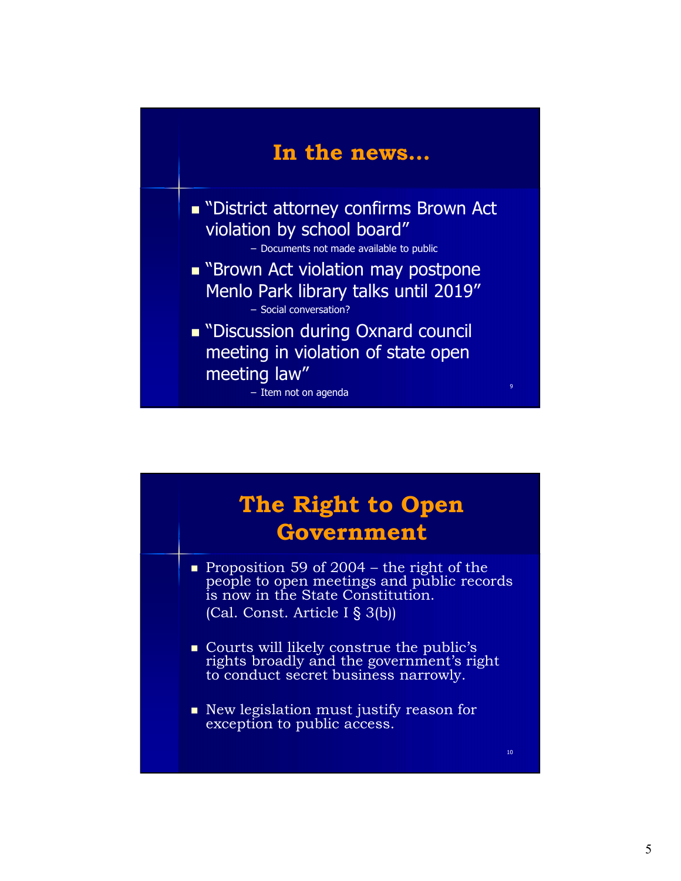## In the news…

- "District attorney confirms Brown Act violation by school board"
  - Documents not made available to public
- "Brown Act violation may postpone Menlo Park library talks until 2019"
  - Social conversation?
- "Discussion during Oxnard council meeting in violation of state open meeting law"
  - Item not on agenda

## The Right to Open Government

- Proposition 59 of 2004 – the right of the people to open meetings and public records is now in the State Constitution. (Cal. Const. Article I § 3(b))
- Courts will likely construe the public's rights broadly and the government's right to conduct secret business narrowly.
- New legislation must justify reason for exception to public access.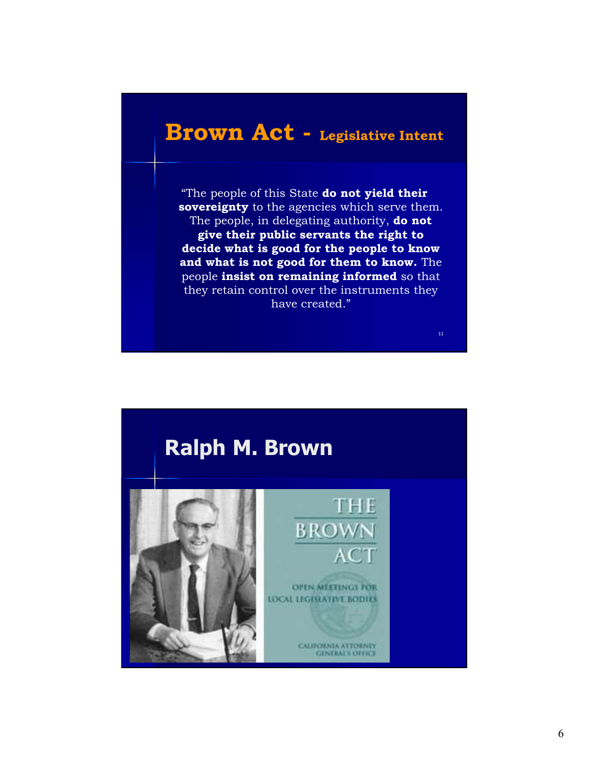## Brown Act - Legislative Intent

"The people of this State **do not yield their sovereignty** to the agencies which serve them. The people, in delegating authority, **do not give their public servants the right to decide what is good for the people to know and what is not good for them to know.** The people **insist on remaining informed** so that they retain control over the instruments they have created."

## Ralph M. Brown

THE BROWN ACT

OPEN MEETINGS FOR LOCAL LEGISLATIVE BODIES

CALIFORNIA ATTORNEY GENERAL'S OFFICE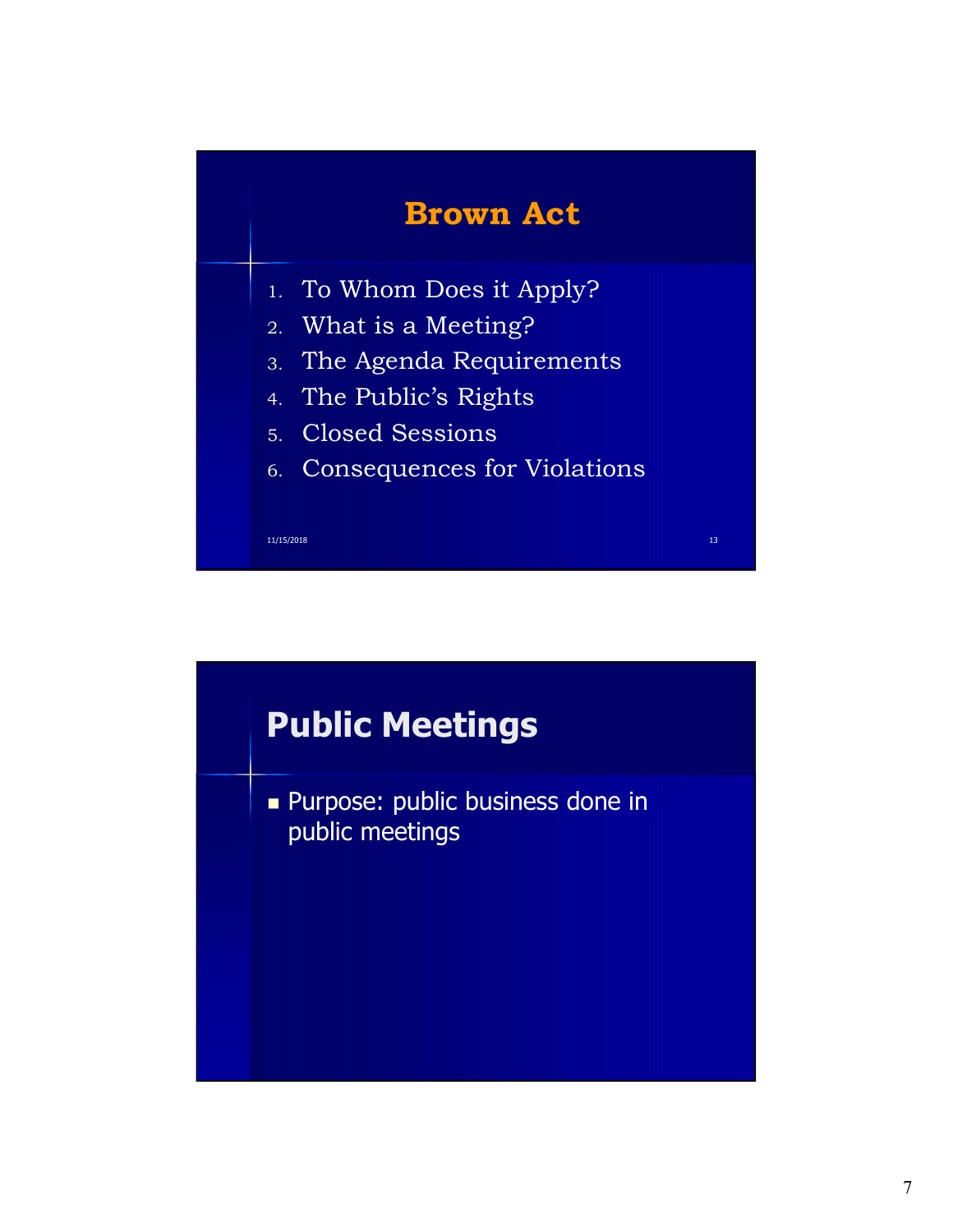## Brown Act

1. To Whom Does it Apply?
2. What is a Meeting?
3. The Agenda Requirements
4. The Public's Rights
5. Closed Sessions
6. Consequences for Violations

## Public Meetings

- Purpose: public business done in public meetings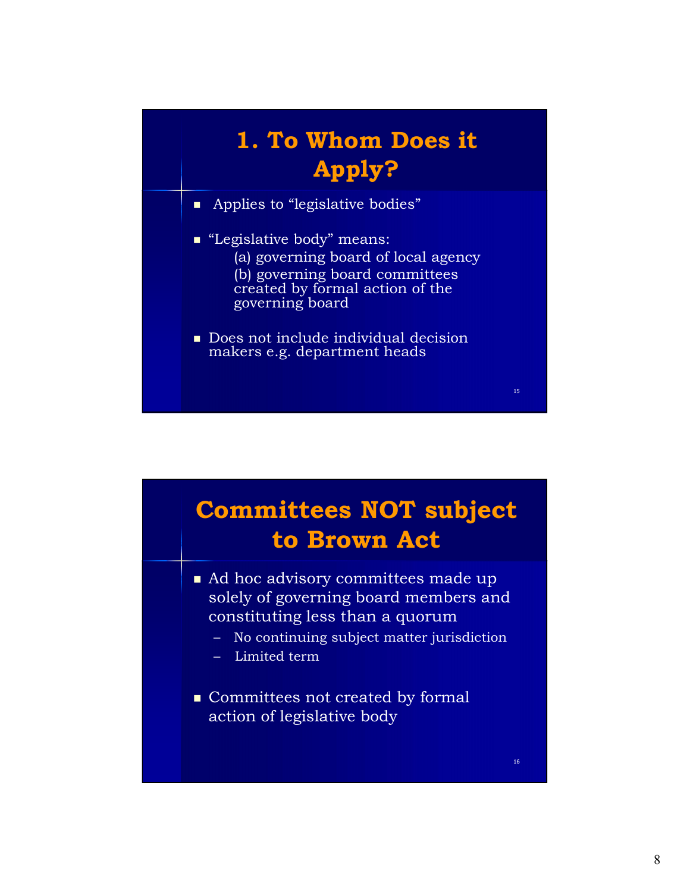## 1. To Whom Does it Apply?

- Applies to "legislative bodies"
- "Legislative body" means:
  - (a) governing board of local agency
  - (b) governing board committees created by formal action of the governing board
- Does not include individual decision makers e.g. department heads

## Committees NOT subject to Brown Act

- Ad hoc advisory committees made up solely of governing board members and constituting less than a quorum
  - No continuing subject matter jurisdiction
  - Limited term
- Committees not created by formal action of legislative body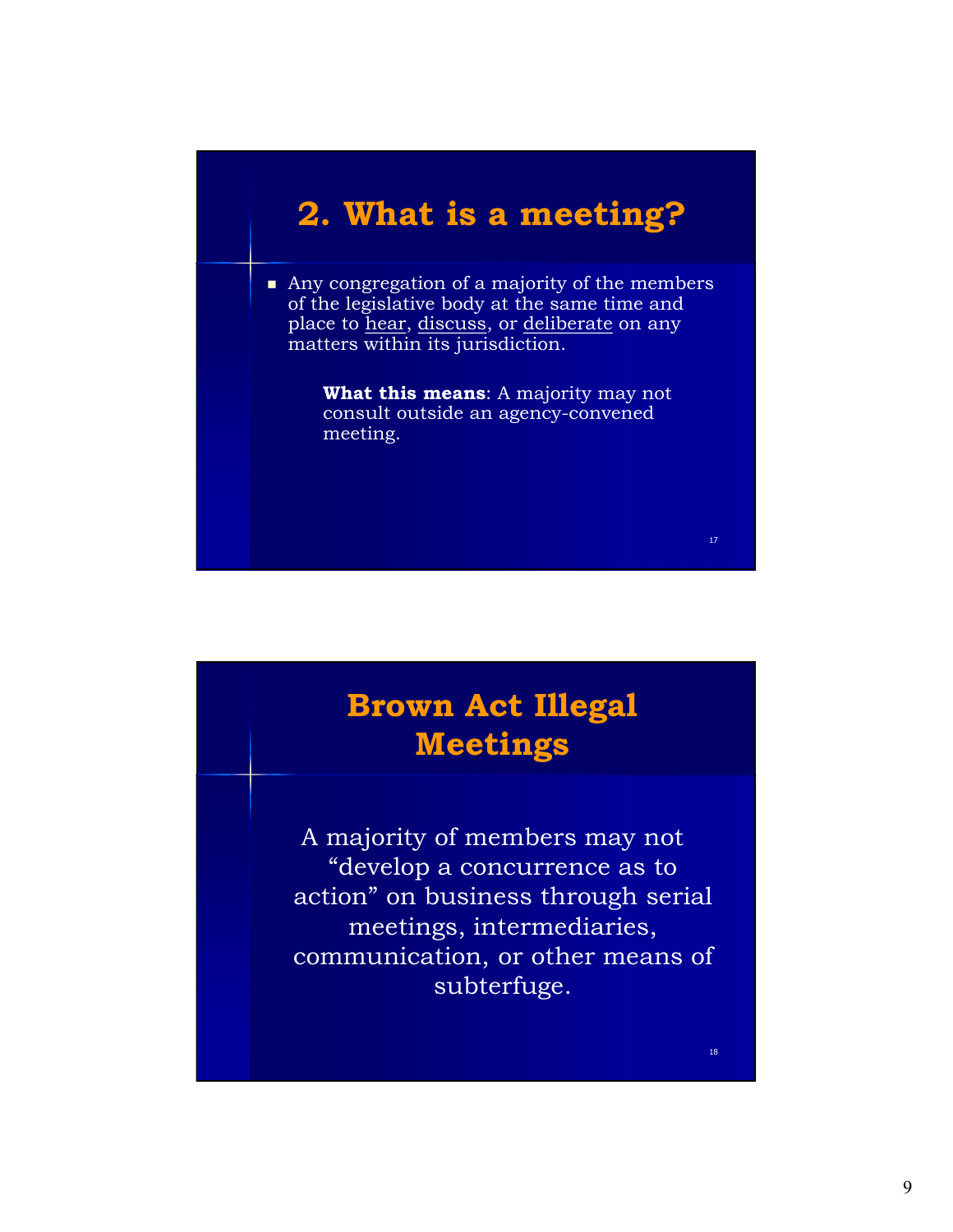## 2. What is a meeting?

- Any congregation of a majority of the members of the legislative body at the same time and place to hear, discuss, or deliberate on any matters within its jurisdiction.

**What this means**: A majority may not consult outside an agency-convened meeting.

## Brown Act Illegal Meetings

A majority of members may not "develop a concurrence as to action" on business through serial meetings, intermediaries, communication, or other means of subterfuge.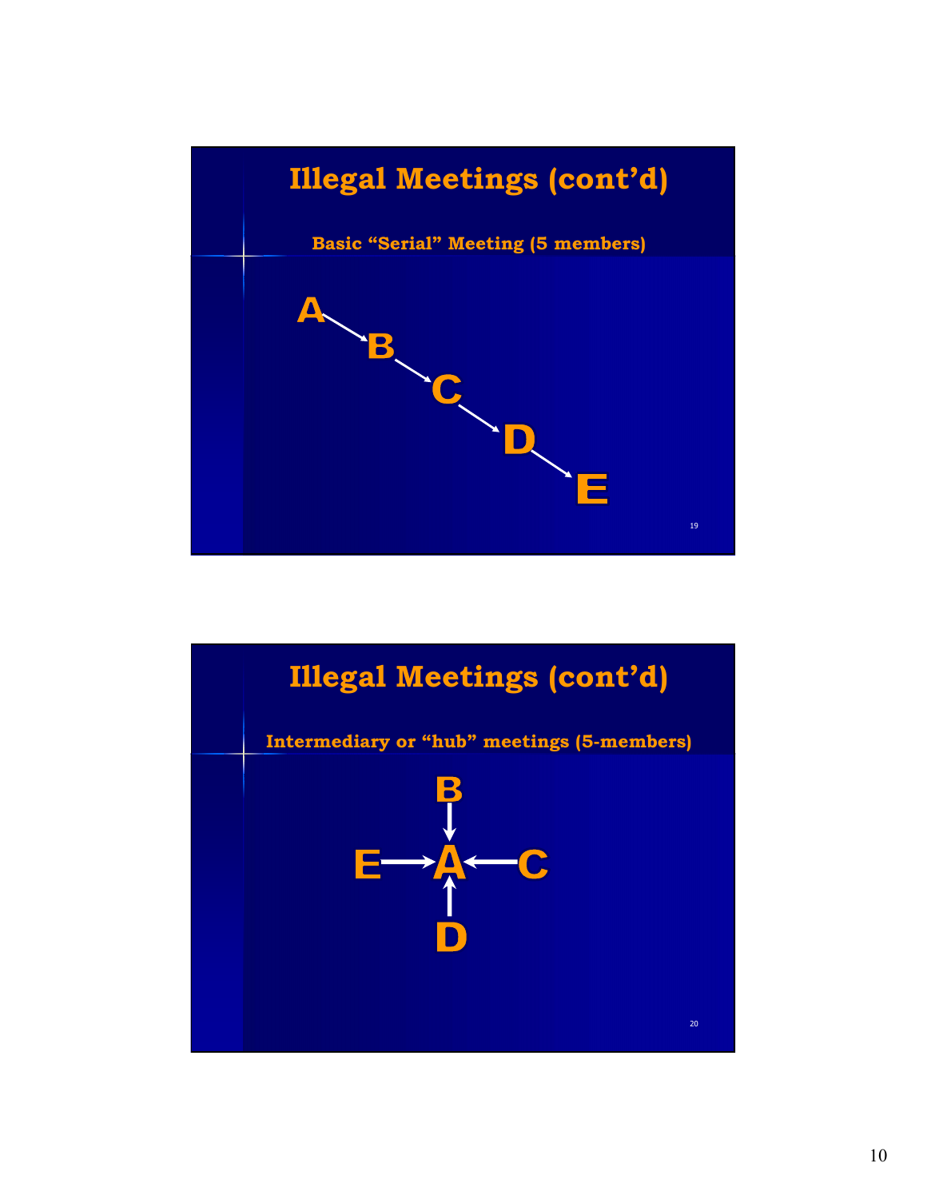## Illegal Meetings (cont'd)

**Basic "Serial" Meeting (5 members)**

A → B → C → D → E

## Illegal Meetings (cont'd)

**Intermediary or "hub" meetings (5-members)**

B → A

C → A

D → A

E → A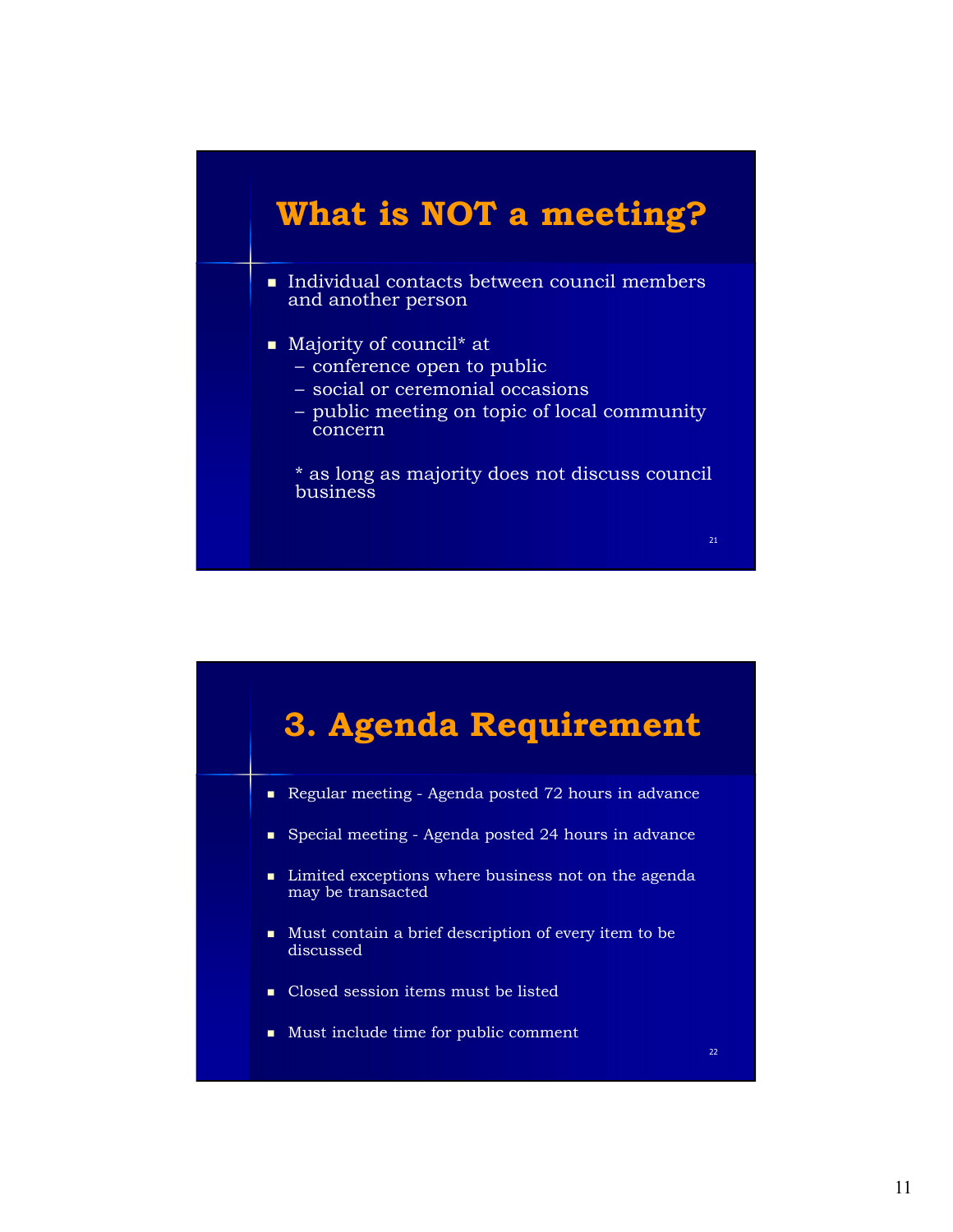# What is NOT a meeting?

- Individual contacts between council members and another person
- Majority of council* at
  - conference open to public
  - social or ceremonial occasions
  - public meeting on topic of local community concern

  * as long as majority does not discuss council business

# 3. Agenda Requirement

- Regular meeting - Agenda posted 72 hours in advance
- Special meeting - Agenda posted 24 hours in advance
- Limited exceptions where business not on the agenda may be transacted
- Must contain a brief description of every item to be discussed
- Closed session items must be listed
- Must include time for public comment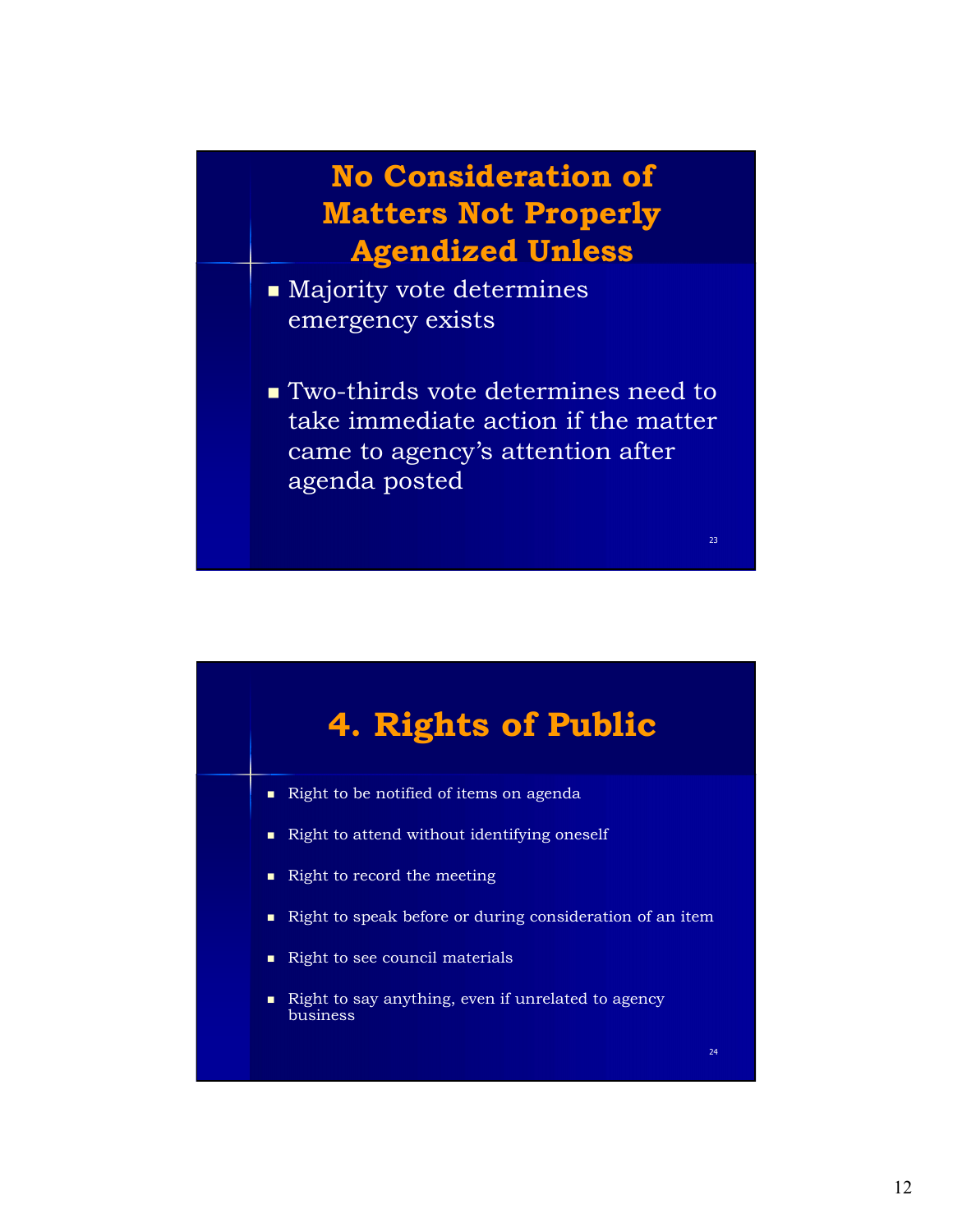## No Consideration of Matters Not Properly Agendized Unless

- Majority vote determines emergency exists
- Two-thirds vote determines need to take immediate action if the matter came to agency's attention after agenda posted

## 4. Rights of Public

- Right to be notified of items on agenda
- Right to attend without identifying oneself
- Right to record the meeting
- Right to speak before or during consideration of an item
- Right to see council materials
- Right to say anything, even if unrelated to agency business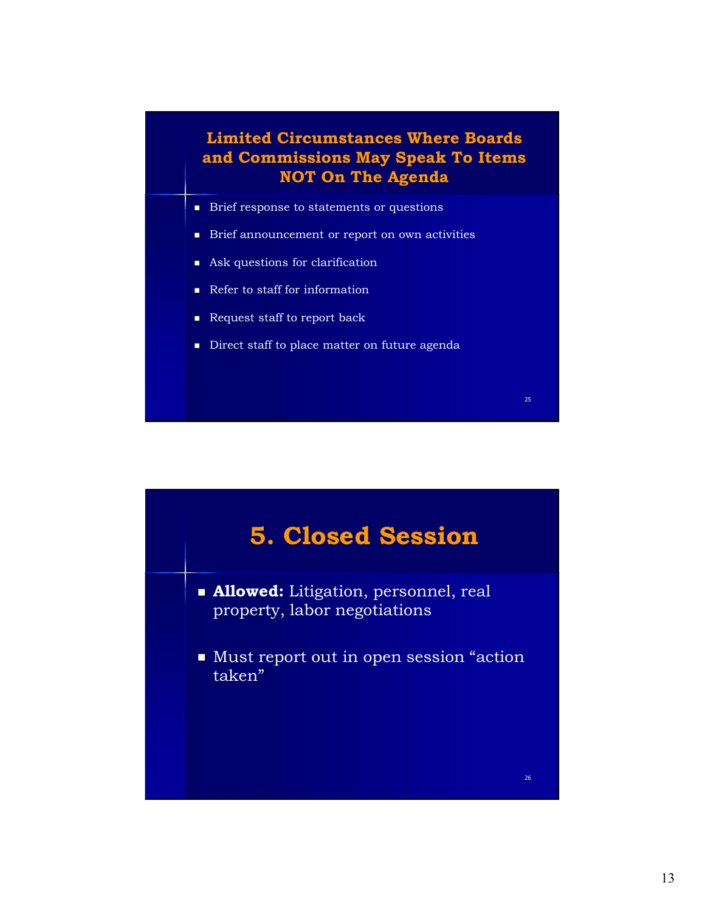## Limited Circumstances Where Boards and Commissions May Speak To Items NOT On The Agenda

- Brief response to statements or questions
- Brief announcement or report on own activities
- Ask questions for clarification
- Refer to staff for information
- Request staff to report back
- Direct staff to place matter on future agenda

## 5. Closed Session

- **Allowed:** Litigation, personnel, real property, labor negotiations
- Must report out in open session "action taken"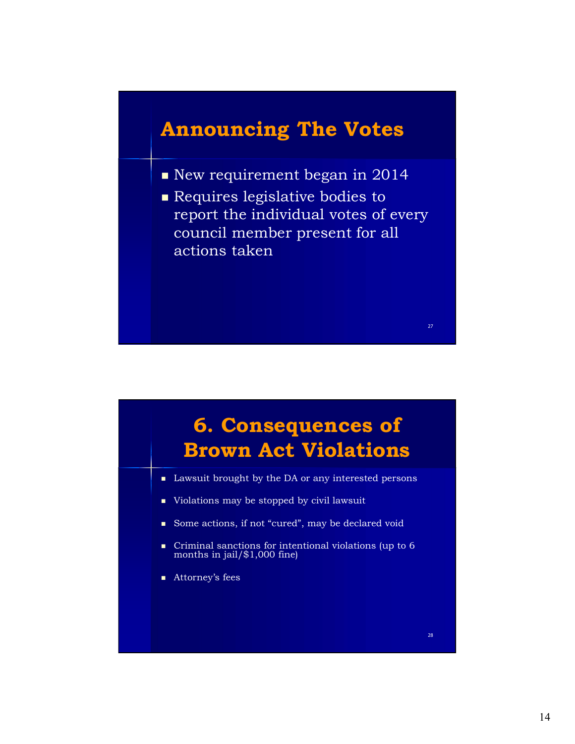## Announcing The Votes

- New requirement began in 2014
- Requires legislative bodies to report the individual votes of every council member present for all actions taken

## 6. Consequences of Brown Act Violations

- Lawsuit brought by the DA or any interested persons
- Violations may be stopped by civil lawsuit
- Some actions, if not "cured", may be declared void
- Criminal sanctions for intentional violations (up to 6 months in jail/$1,000 fine)
- Attorney's fees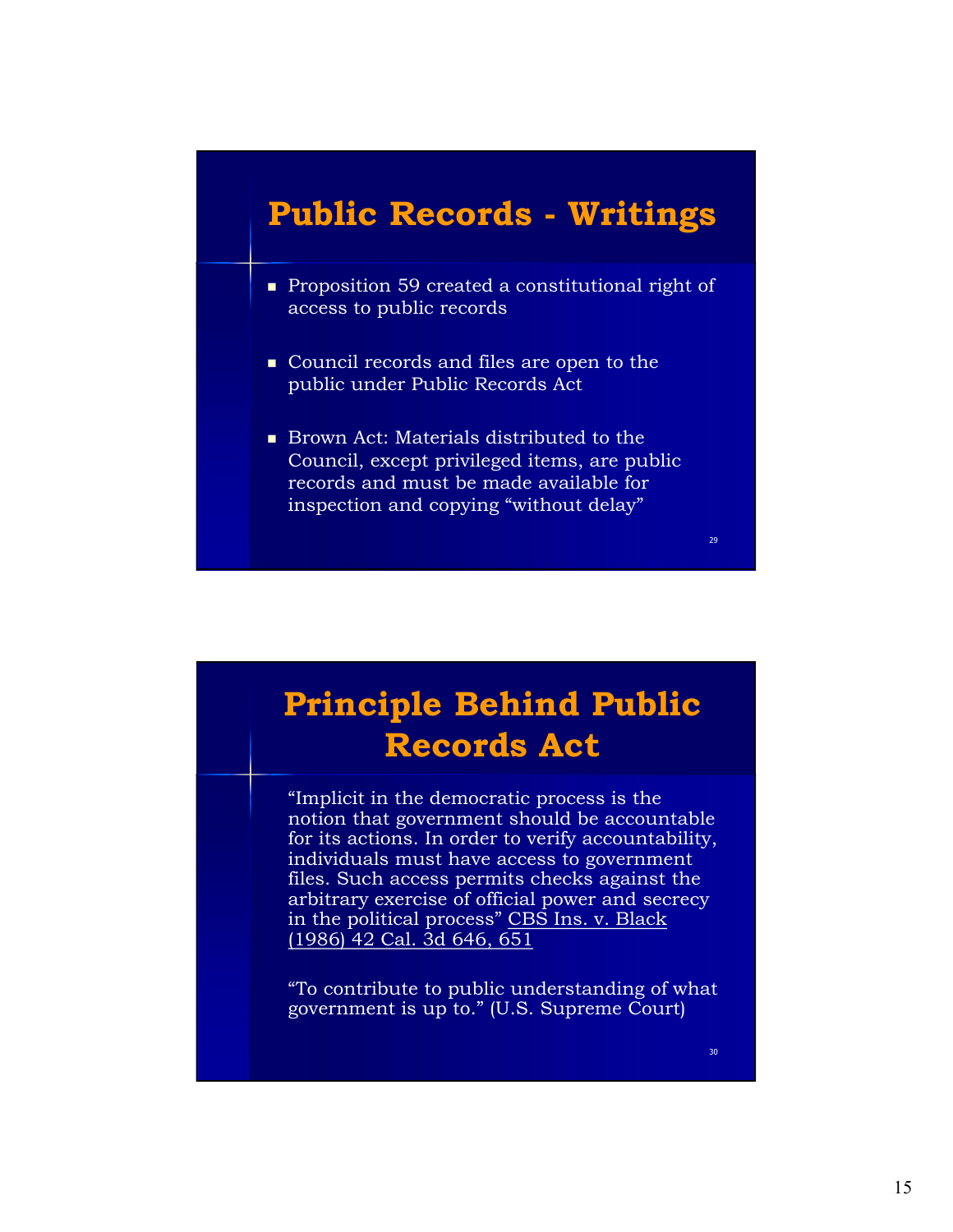## Public Records - Writings

- Proposition 59 created a constitutional right of access to public records
- Council records and files are open to the public under Public Records Act
- Brown Act: Materials distributed to the Council, except privileged items, are public records and must be made available for inspection and copying "without delay"

## Principle Behind Public Records Act

"Implicit in the democratic process is the notion that government should be accountable for its actions. In order to verify accountability, individuals must have access to government files. Such access permits checks against the arbitrary exercise of official power and secrecy in the political process" CBS Ins. v. Black (1986) 42 Cal. 3d 646, 651

"To contribute to public understanding of what government is up to." (U.S. Supreme Court)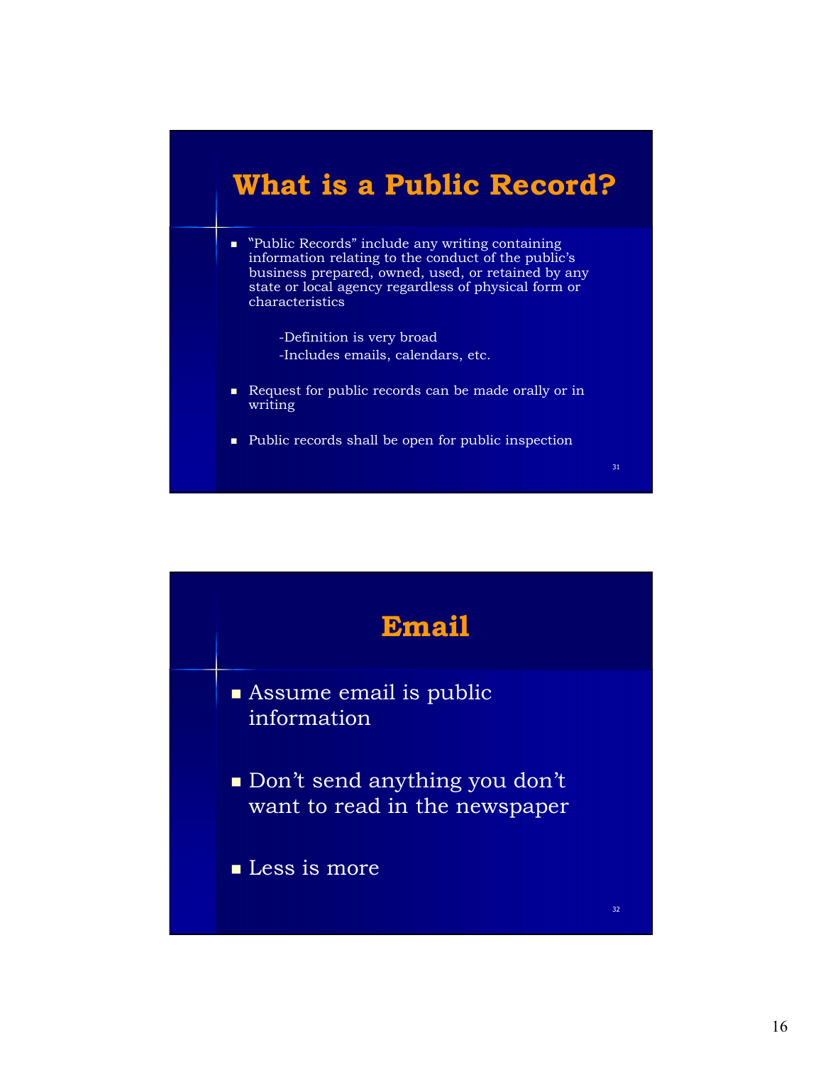## What is a Public Record?

- "Public Records" include any writing containing information relating to the conduct of the public's business prepared, owned, used, or retained by any state or local agency regardless of physical form or characteristics

  -Definition is very broad

  -Includes emails, calendars, etc.

- Request for public records can be made orally or in writing

- Public records shall be open for public inspection

## Email

- Assume email is public information

- Don't send anything you don't want to read in the newspaper

- Less is more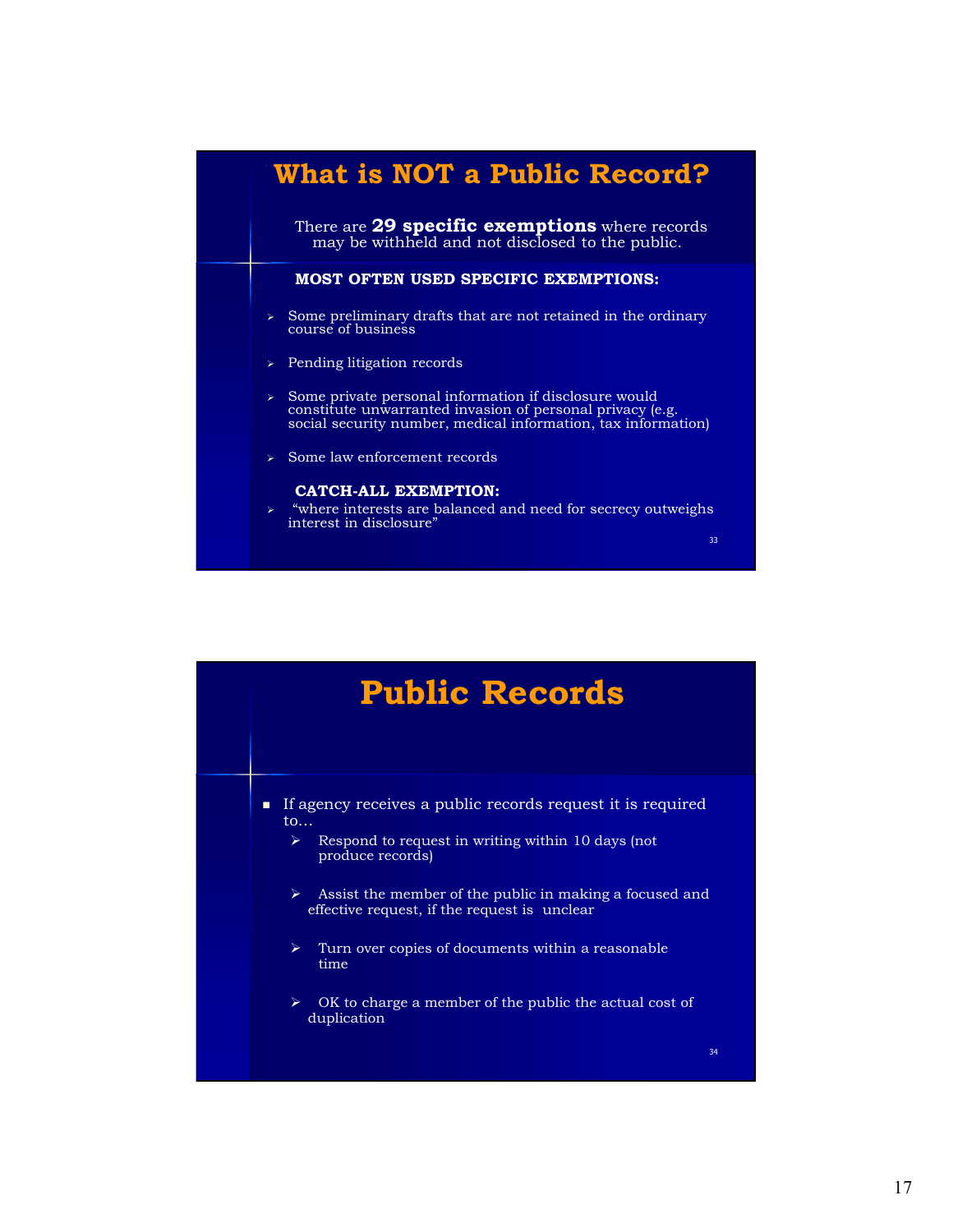# What is NOT a Public Record?

There are **29 specific exemptions** where records may be withheld and not disclosed to the public.

**MOST OFTEN USED SPECIFIC EXEMPTIONS:**

- Some preliminary drafts that are not retained in the ordinary course of business
- Pending litigation records
- Some private personal information if disclosure would constitute unwarranted invasion of personal privacy (e.g. social security number, medical information, tax information)
- Some law enforcement records

**CATCH-ALL EXEMPTION:**

- "where interests are balanced and need for secrecy outweighs interest in disclosure"

# Public Records

- If agency receives a public records request it is required to…
  - Respond to request in writing within 10 days (not produce records)
  - Assist the member of the public in making a focused and effective request, if the request is unclear
  - Turn over copies of documents within a reasonable time
  - OK to charge a member of the public the actual cost of duplication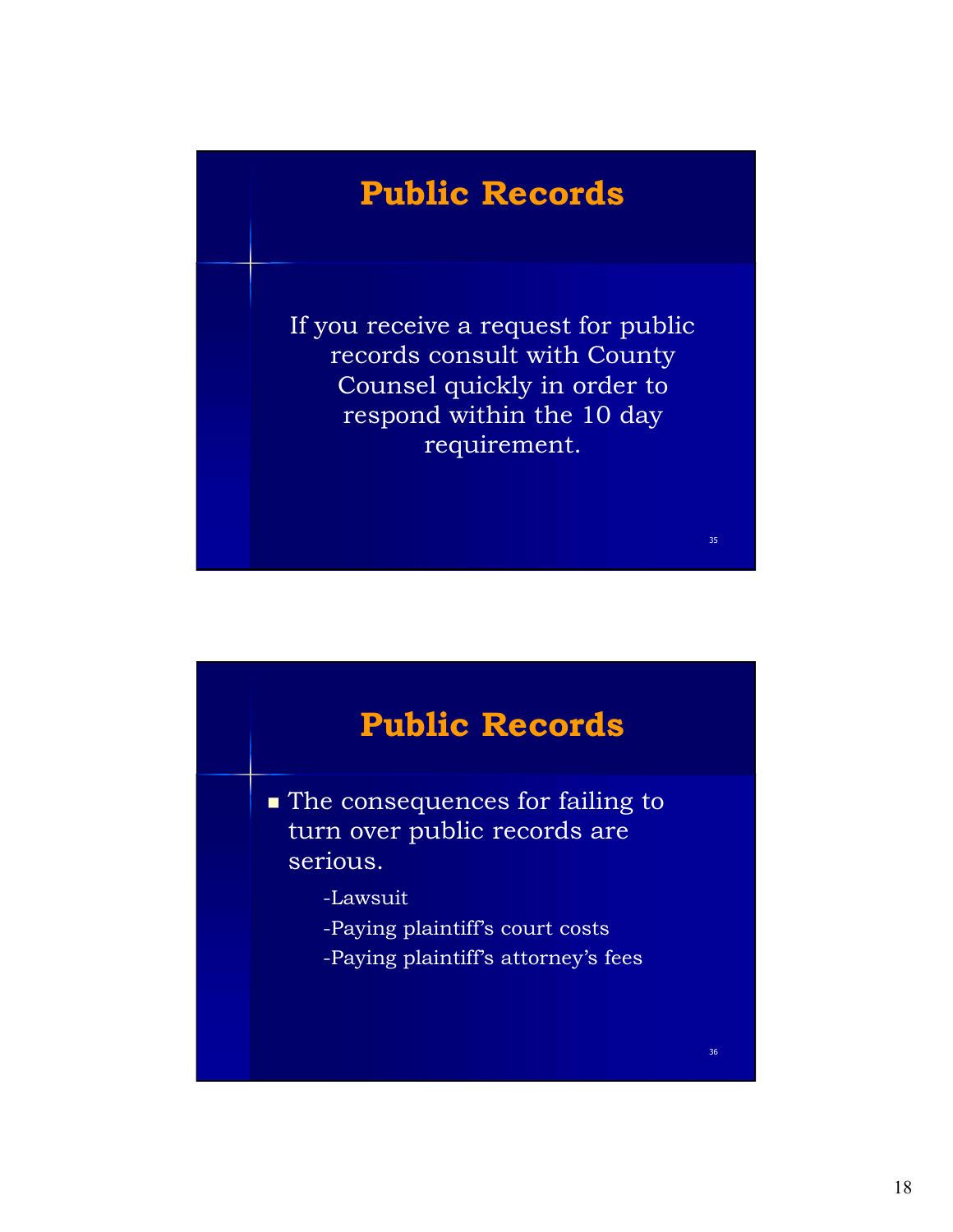## Public Records

If you receive a request for public records consult with County Counsel quickly in order to respond within the 10 day requirement.

## Public Records

- The consequences for failing to turn over public records are serious.
  - -Lawsuit
  - -Paying plaintiff's court costs
  - -Paying plaintiff's attorney's fees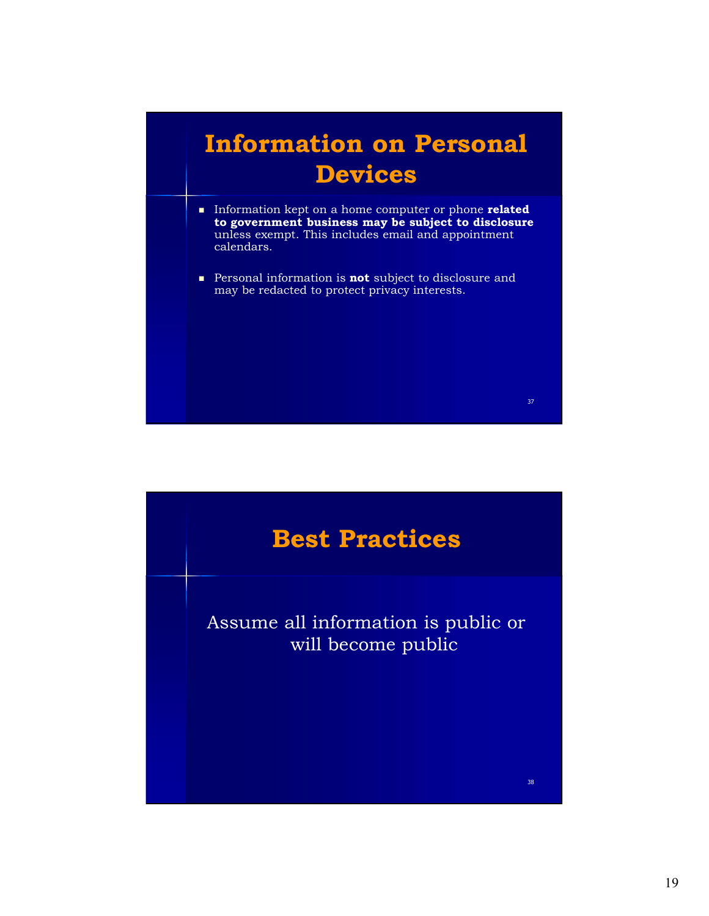## Information on Personal Devices

- Information kept on a home computer or phone **related to government business may be subject to disclosure** unless exempt. This includes email and appointment calendars.

- Personal information is **not** subject to disclosure and may be redacted to protect privacy interests.

## Best Practices

Assume all information is public or will become public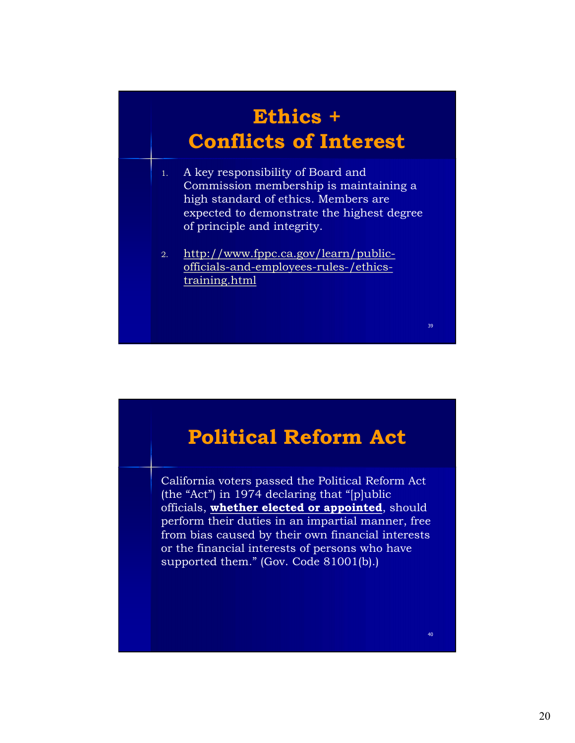# Ethics + Conflicts of Interest

1. A key responsibility of Board and Commission membership is maintaining a high standard of ethics. Members are expected to demonstrate the highest degree of principle and integrity.

2. http://www.fppc.ca.gov/learn/public-officials-and-employees-rules-/ethics-training.html

# Political Reform Act

California voters passed the Political Reform Act (the "Act") in 1974 declaring that "[p]ublic officials, **whether elected or appointed**, should perform their duties in an impartial manner, free from bias caused by their own financial interests or the financial interests of persons who have supported them." (Gov. Code 81001(b).)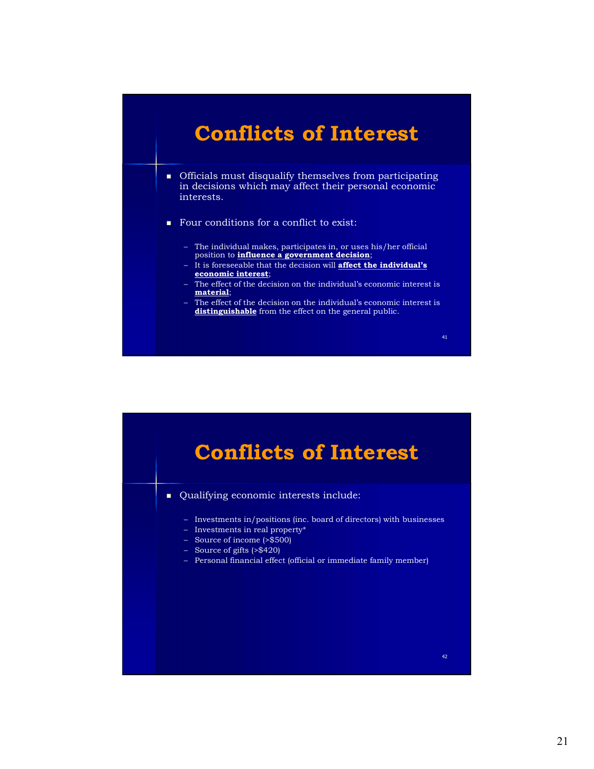# Conflicts of Interest

- Officials must disqualify themselves from participating in decisions which may affect their personal economic interests.

- Four conditions for a conflict to exist:

  - The individual makes, participates in, or uses his/her official position to **influence a government decision**;
  - It is foreseeable that the decision will **affect the individual's economic interest**;
  - The effect of the decision on the individual's economic interest is **material**;
  - The effect of the decision on the individual's economic interest is **distinguishable** from the effect on the general public.

# Conflicts of Interest

- Qualifying economic interests include:

  - Investments in/positions (inc. board of directors) with businesses
  - Investments in real property*
  - Source of income (>$500)
  - Source of gifts (>$420)
  - Personal financial effect (official or immediate family member)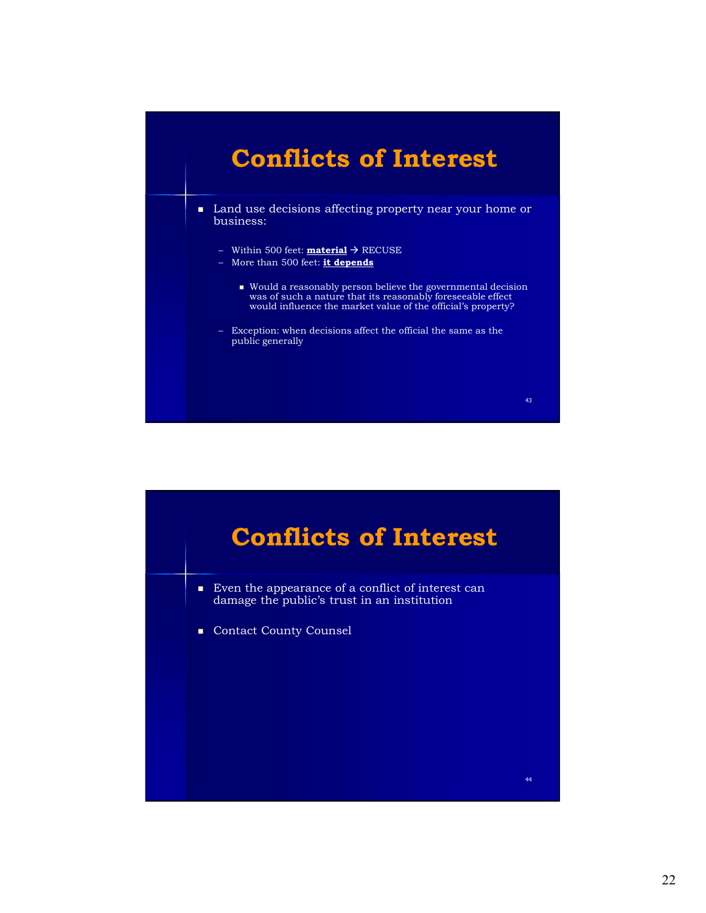## Conflicts of Interest

- Land use decisions affecting property near your home or business:
  - Within 500 feet: **material** → RECUSE
  - More than 500 feet: **it depends**
    - Would a reasonably person believe the governmental decision was of such a nature that its reasonably foreseeable effect would influence the market value of the official's property?
  - Exception: when decisions affect the official the same as the public generally

## Conflicts of Interest

- Even the appearance of a conflict of interest can damage the public's trust in an institution
- Contact County Counsel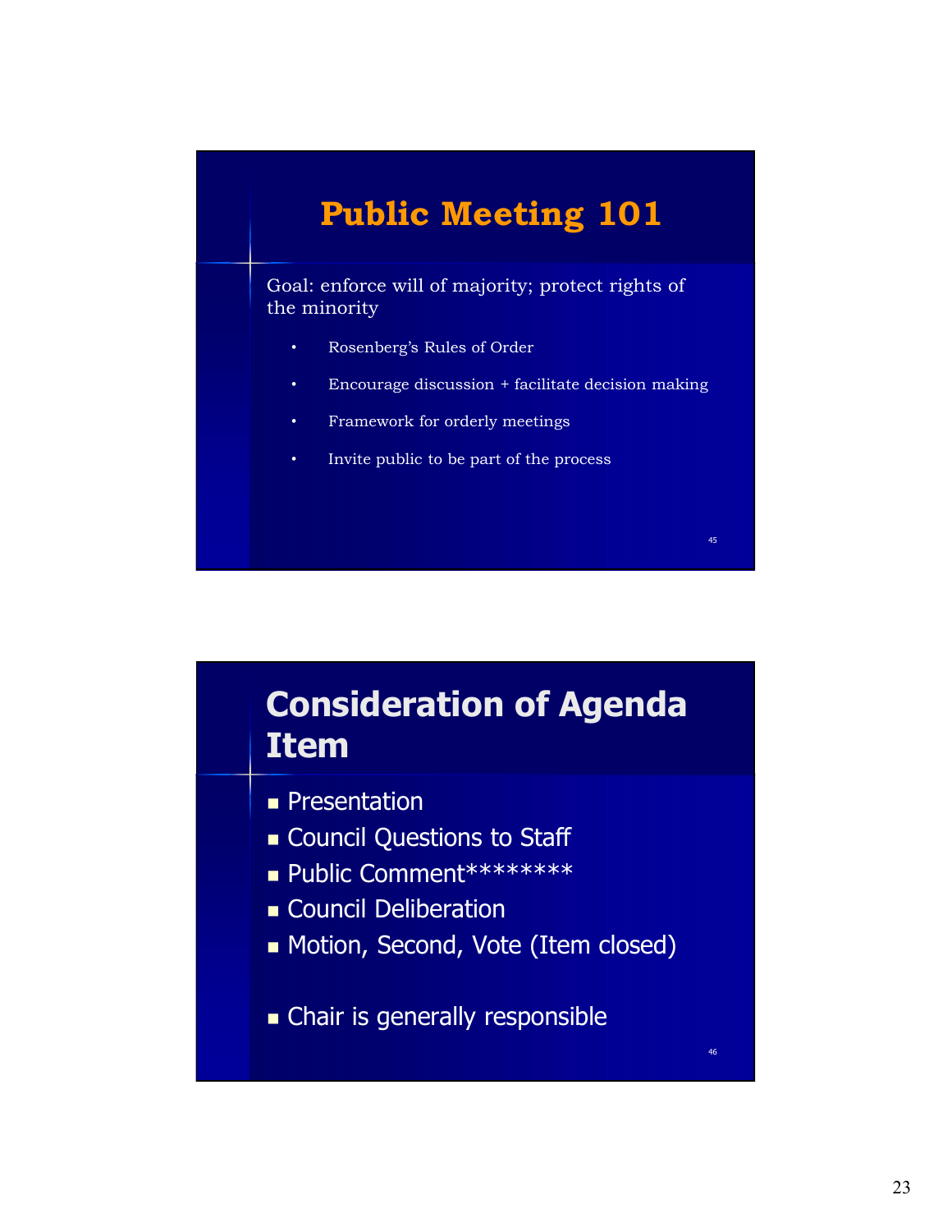## Public Meeting 101

Goal: enforce will of majority; protect rights of the minority

- Rosenberg's Rules of Order
- Encourage discussion + facilitate decision making
- Framework for orderly meetings
- Invite public to be part of the process

## Consideration of Agenda Item

- Presentation
- Council Questions to Staff
- Public Comment********
- Council Deliberation
- Motion, Second, Vote (Item closed)

- Chair is generally responsible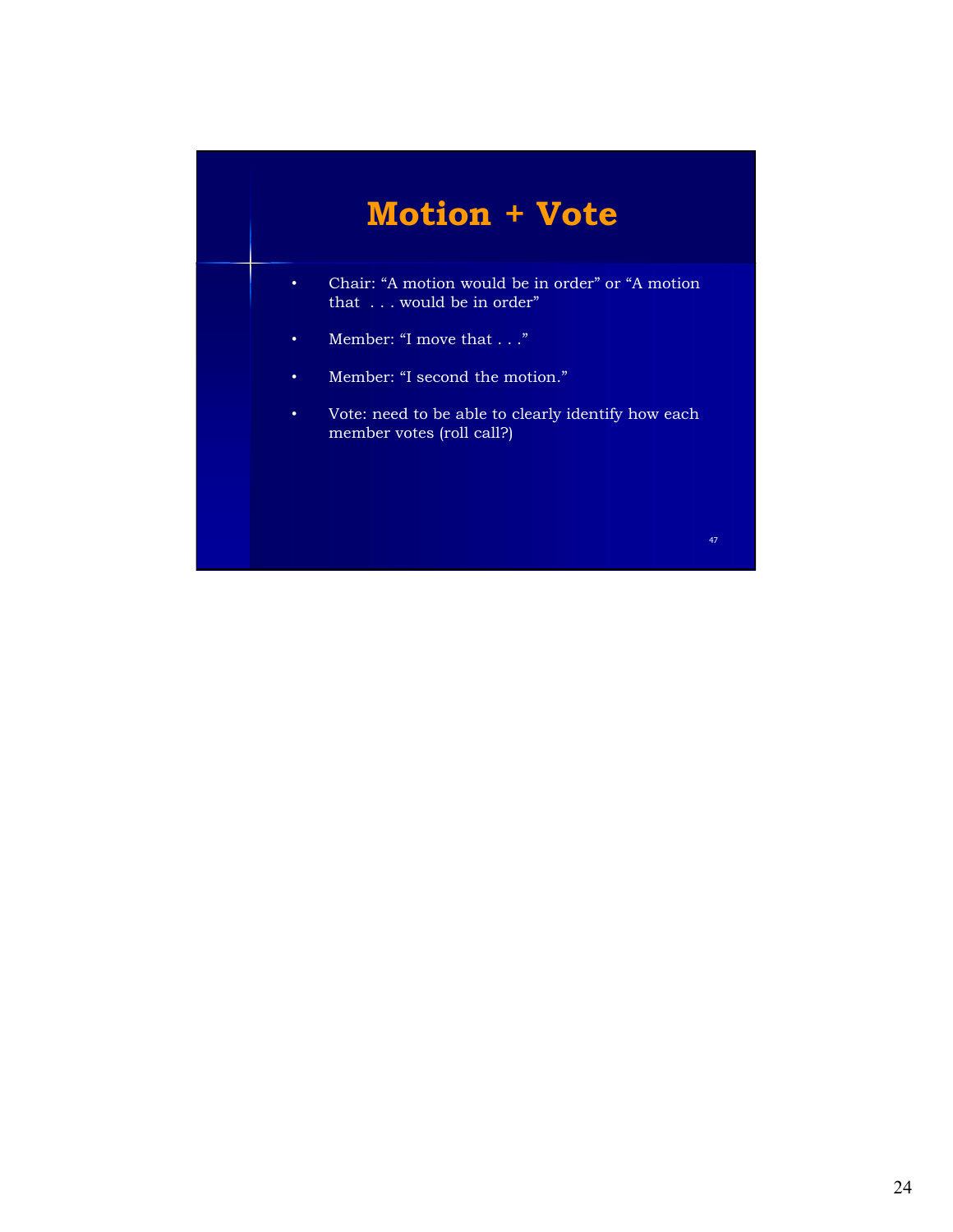# Motion + Vote

- Chair: “A motion would be in order” or “A motion that . . . would be in order”
- Member: “I move that . . .”
- Member: “I second the motion.”
- Vote: need to be able to clearly identify how each member votes (roll call?)